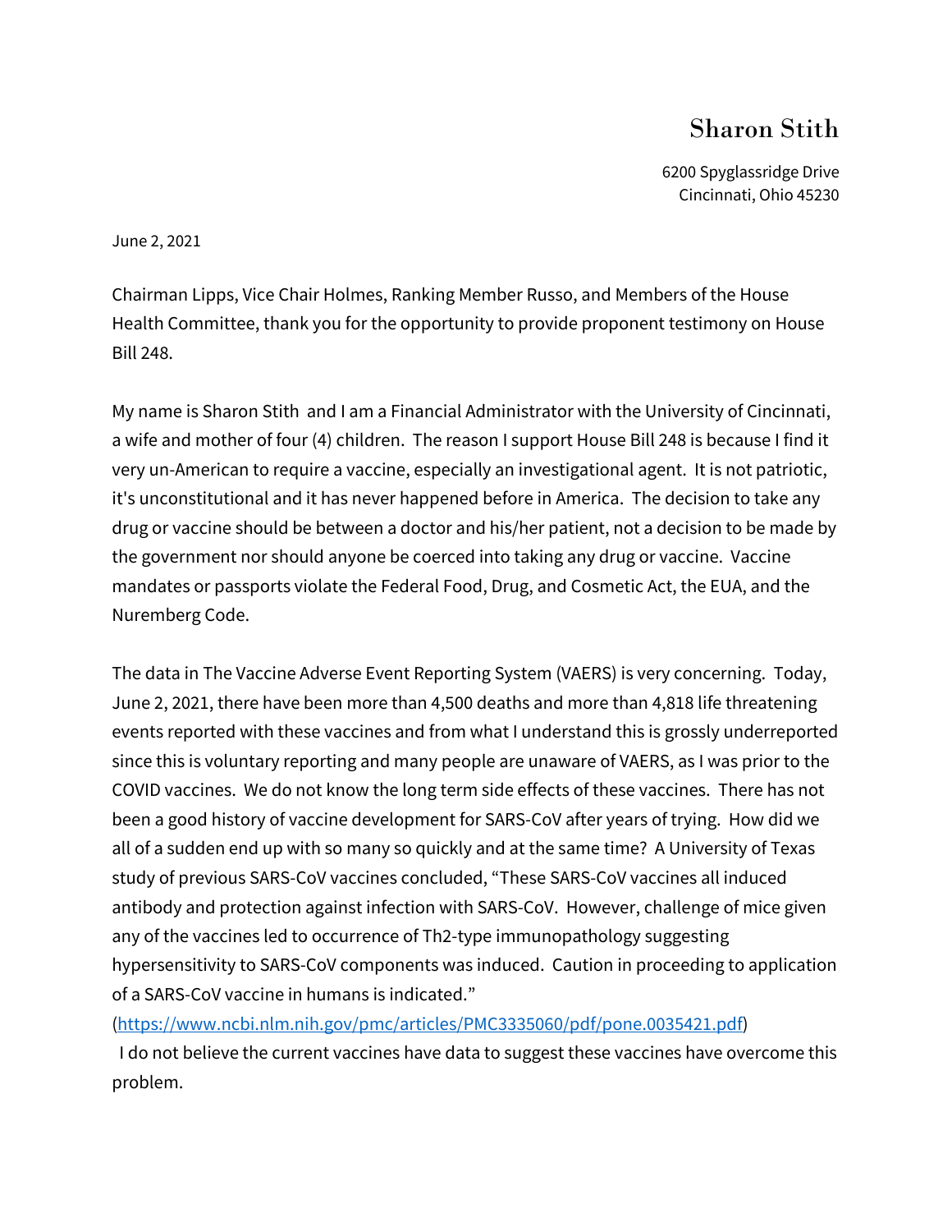# Sharon Stith

6200 Spyglassridge Drive
Cincinnati, Ohio 45230

June 2, 2021

Chairman Lipps, Vice Chair Holmes, Ranking Member Russo, and Members of the House Health Committee, thank you for the opportunity to provide proponent testimony on House Bill 248.

My name is Sharon Stith and I am a Financial Administrator with the University of Cincinnati, a wife and mother of four (4) children. The reason I support House Bill 248 is because I find it very un-American to require a vaccine, especially an investigational agent. It is not patriotic, it's unconstitutional and it has never happened before in America. The decision to take any drug or vaccine should be between a doctor and his/her patient, not a decision to be made by the government nor should anyone be coerced into taking any drug or vaccine. Vaccine mandates or passports violate the Federal Food, Drug, and Cosmetic Act, the EUA, and the Nuremberg Code.

The data in The Vaccine Adverse Event Reporting System (VAERS) is very concerning. Today, June 2, 2021, there have been more than 4,500 deaths and more than 4,818 life threatening events reported with these vaccines and from what I understand this is grossly underreported since this is voluntary reporting and many people are unaware of VAERS, as I was prior to the COVID vaccines. We do not know the long term side effects of these vaccines. There has not been a good history of vaccine development for SARS-CoV after years of trying. How did we all of a sudden end up with so many so quickly and at the same time? A University of Texas study of previous SARS-CoV vaccines concluded, "These SARS-CoV vaccines all induced antibody and protection against infection with SARS-CoV. However, challenge of mice given any of the vaccines led to occurrence of Th2-type immunopathology suggesting hypersensitivity to SARS-CoV components was induced. Caution in proceeding to application of a SARS-CoV vaccine in humans is indicated." (https://www.ncbi.nlm.nih.gov/pmc/articles/PMC3335060/pdf/pone.0035421.pdf) I do not believe the current vaccines have data to suggest these vaccines have overcome this problem.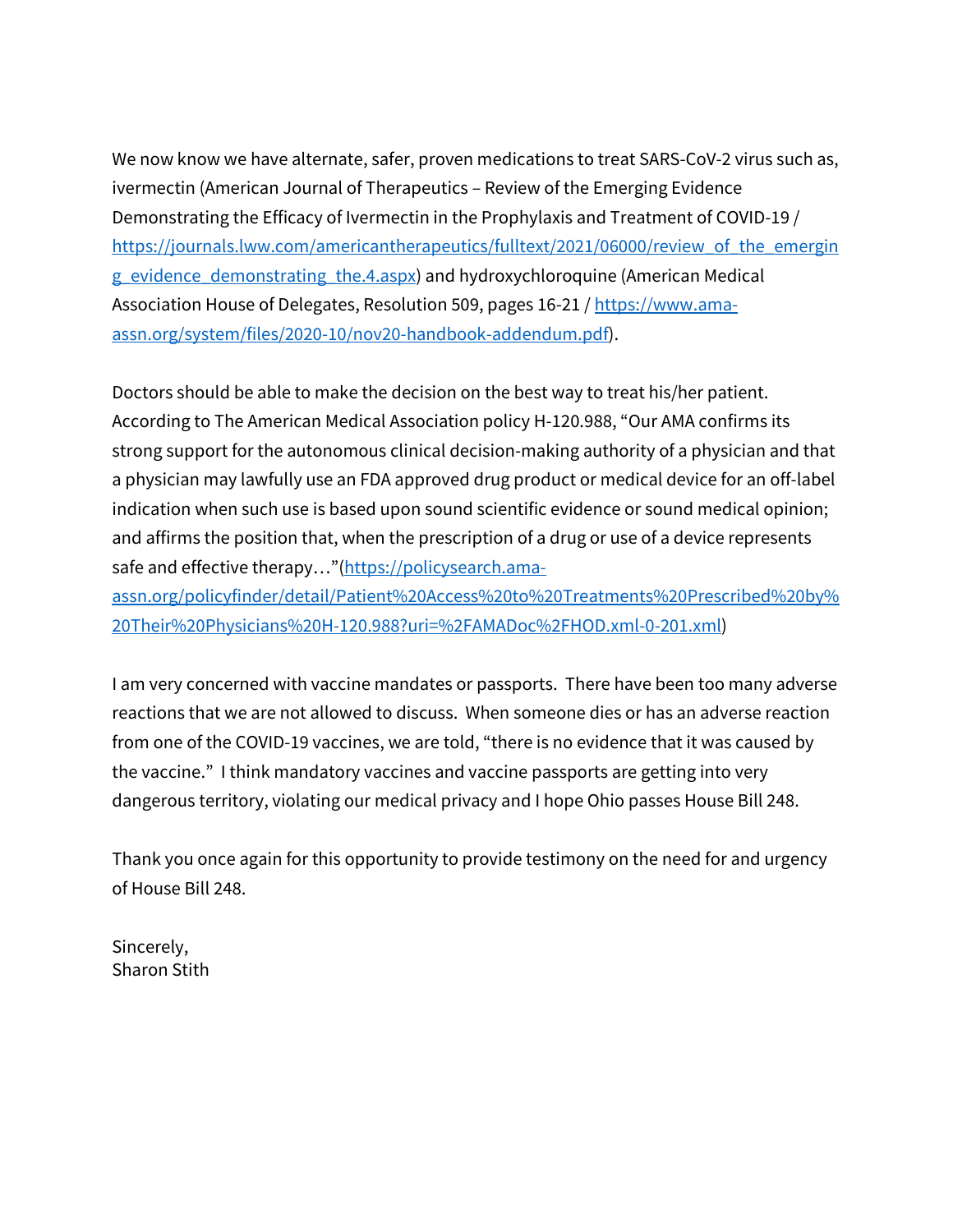We now know we have alternate, safer, proven medications to treat SARS-CoV-2 virus such as, ivermectin (American Journal of Therapeutics – Review of the Emerging Evidence Demonstrating the Efficacy of Ivermectin in the Prophylaxis and Treatment of COVID-19 / [https://journals.lww.com/americantherapeutics/fulltext/2021/06000/review_of_the_emerging_evidence_demonstrating_the.4.aspx](https://journals.lww.com/americantherapeutics/fulltext/2021/06000/review_of_the_emerging_evidence_demonstrating_the.4.aspx)) and hydroxychloroquine (American Medical Association House of Delegates, Resolution 509, pages 16-21 / [https://www.ama-assn.org/system/files/2020-10/nov20-handbook-addendum.pdf](https://www.ama-assn.org/system/files/2020-10/nov20-handbook-addendum.pdf)).

Doctors should be able to make the decision on the best way to treat his/her patient. According to The American Medical Association policy H-120.988, "Our AMA confirms its strong support for the autonomous clinical decision-making authority of a physician and that a physician may lawfully use an FDA approved drug product or medical device for an off-label indication when such use is based upon sound scientific evidence or sound medical opinion; and affirms the position that, when the prescription of a drug or use of a device represents safe and effective therapy…"([https://policysearch.ama-assn.org/policyfinder/detail/Patient%20Access%20to%20Treatments%20Prescribed%20by%20Their%20Physicians%20H-120.988?uri=%2FAMADoc%2FHOD.xml-0-201.xml](https://policysearch.ama-assn.org/policyfinder/detail/Patient%20Access%20to%20Treatments%20Prescribed%20by%20Their%20Physicians%20H-120.988?uri=%2FAMADoc%2FHOD.xml-0-201.xml))

I am very concerned with vaccine mandates or passports. There have been too many adverse reactions that we are not allowed to discuss. When someone dies or has an adverse reaction from one of the COVID-19 vaccines, we are told, "there is no evidence that it was caused by the vaccine." I think mandatory vaccines and vaccine passports are getting into very dangerous territory, violating our medical privacy and I hope Ohio passes House Bill 248.

Thank you once again for this opportunity to provide testimony on the need for and urgency of House Bill 248.

Sincerely,  
Sharon Stith